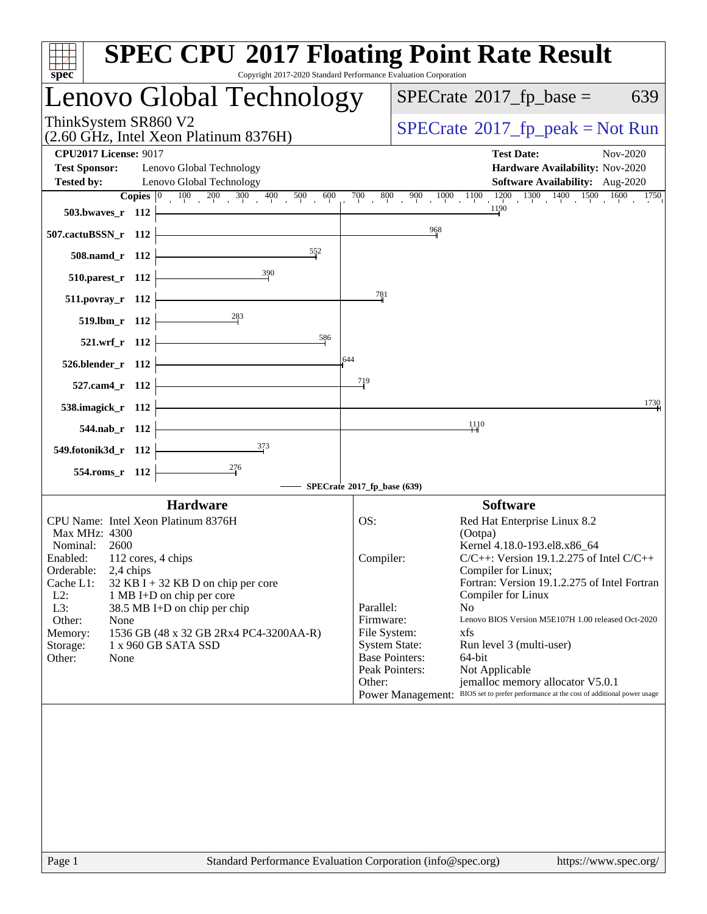# SPEC CPU 2017 Floating Point Rate Result

Copyright 2017-2020 Standard Performance Evaluation Corporation

## Lenovo Global Technology

ThinkSystem SR860 V2
(2.60 GHz, Intel Xeon Platinum 8376H)

SPECrate 2017_fp_base = 639

SPECrate 2017_fp_peak = Not Run

**CPU2017 License:** 9017
**Test Sponsor:** Lenovo Global Technology
**Tested by:** Lenovo Global Technology

**Test Date:** Nov-2020
**Hardware Availability:** Nov-2020
**Software Availability:** Aug-2020

| Benchmark | Copies | SPECrate 2017_fp_base |
|---|---|---|
| 503.bwaves_r | 112 | 1190 |
| 507.cactuBSSN_r | 112 | 968 |
| 508.namd_r | 112 | 552 |
| 510.parest_r | 112 | 390 |
| 511.povray_r | 112 | 781 |
| 519.lbm_r | 112 | 283 |
| 521.wrf_r | 112 | 586 |
| 526.blender_r | 112 | 644 |
| 527.cam4_r | 112 | 719 |
| 538.imagick_r | 112 | 1730 |
| 544.nab_r | 112 | 1110 |
| 549.fotonik3d_r | 112 | 373 |
| 554.roms_r | 112 | 276 |

SPECrate 2017_fp_base (639)

### Hardware

| | |
|---|---|
| CPU Name: | Intel Xeon Platinum 8376H |
| Max MHz: | 4300 |
| Nominal: | 2600 |
| Enabled: | 112 cores, 4 chips |
| Orderable: | 2,4 chips |
| Cache L1: | 32 KB I + 32 KB D on chip per core |
| L2: | 1 MB I+D on chip per core |
| L3: | 38.5 MB I+D on chip per chip |
| Other: | None |
| Memory: | 1536 GB (48 x 32 GB 2Rx4 PC4-3200AA-R) |
| Storage: | 1 x 960 GB SATA SSD |
| Other: | None |

### Software

| | |
|---|---|
| OS: | Red Hat Enterprise Linux 8.2 (Ootpa) Kernel 4.18.0-193.el8.x86_64 |
| Compiler: | C/C++: Version 19.1.2.275 of Intel C/C++ Compiler for Linux; Fortran: Version 19.1.2.275 of Intel Fortran Compiler for Linux |
| Parallel: | No |
| Firmware: | Lenovo BIOS Version M5E107H 1.00 released Oct-2020 |
| File System: | xfs |
| System State: | Run level 3 (multi-user) |
| Base Pointers: | 64-bit |
| Peak Pointers: | Not Applicable |
| Other: | jemalloc memory allocator V5.0.1 |
| Power Management: | BIOS set to prefer performance at the cost of additional power usage |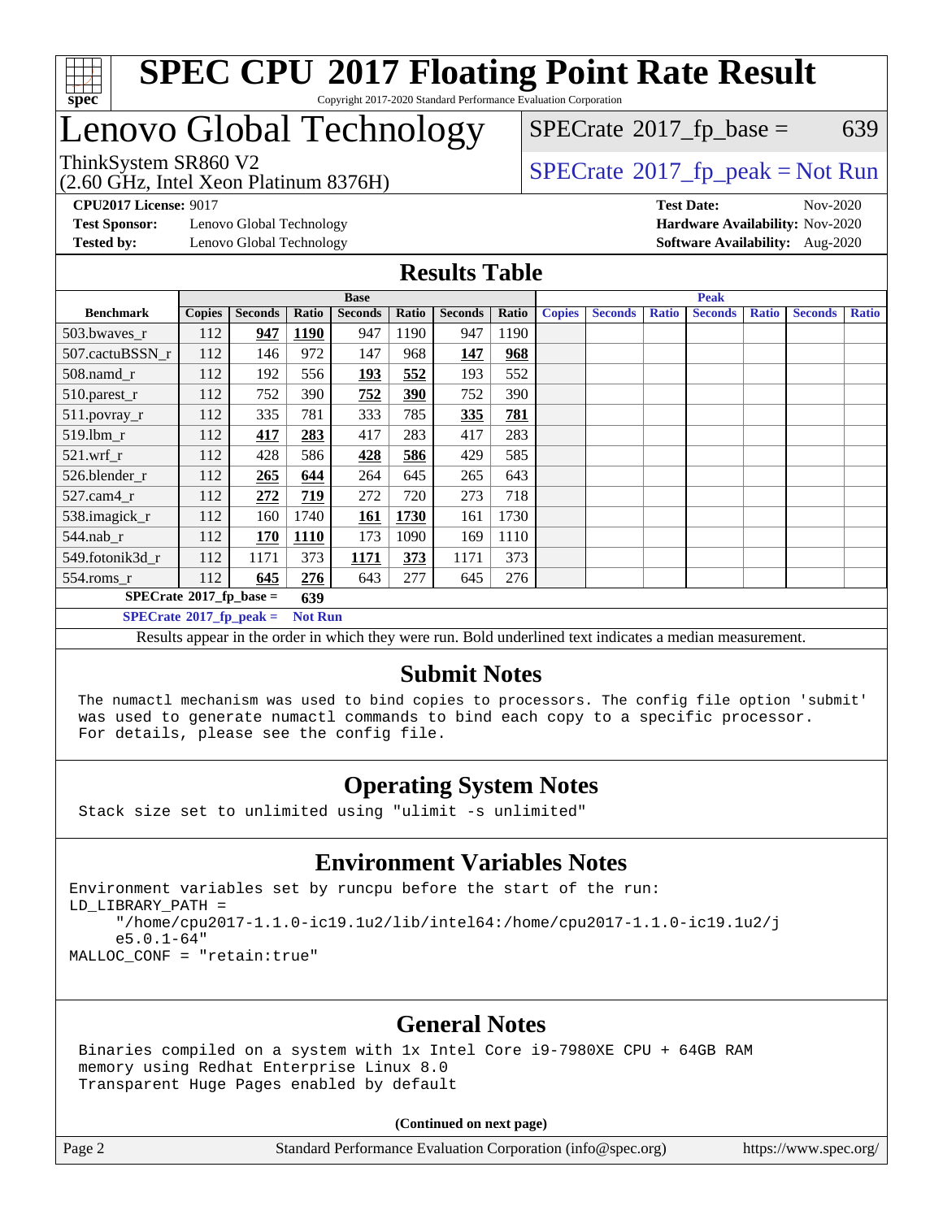# SPEC CPU 2017 Floating Point Rate Result

Copyright 2017-2020 Standard Performance Evaluation Corporation

# Lenovo Global Technology

ThinkSystem SR860 V2
(2.60 GHz, Intel Xeon Platinum 8376H)

SPECrate 2017_fp_base = 639

SPECrate 2017_fp_peak = Not Run

**CPU2017 License:** 9017
**Test Sponsor:** Lenovo Global Technology
**Tested by:** Lenovo Global Technology
**Test Date:** Nov-2020
**Hardware Availability:** Nov-2020
**Software Availability:** Aug-2020

## Results Table

| Benchmark | Base | | | | | | | Peak | | | | | | |
|---|---|---|---|---|---|---|---|---|---|---|---|---|---|---|
| | Copies | Seconds | Ratio | Seconds | Ratio | Seconds | Ratio | Copies | Seconds | Ratio | Seconds | Ratio | Seconds | Ratio |
| 503.bwaves_r | 112 | **947** | **1190** | 947 | 1190 | 947 | 1190 | | | | | | | |
| 507.cactuBSSN_r | 112 | 146 | 972 | 147 | 968 | **147** | **968** | | | | | | | |
| 508.namd_r | 112 | 192 | 556 | **193** | **552** | 193 | 552 | | | | | | | |
| 510.parest_r | 112 | 752 | 390 | **752** | **390** | 752 | 390 | | | | | | | |
| 511.povray_r | 112 | 335 | 781 | 333 | 785 | **335** | **781** | | | | | | | |
| 519.lbm_r | 112 | **417** | **283** | 417 | 283 | 417 | 283 | | | | | | | |
| 521.wrf_r | 112 | 428 | 586 | **428** | **586** | 429 | 585 | | | | | | | |
| 526.blender_r | 112 | **265** | **644** | 264 | 645 | 265 | 643 | | | | | | | |
| 527.cam4_r | 112 | **272** | **719** | 272 | 720 | 273 | 718 | | | | | | | |
| 538.imagick_r | 112 | 160 | 1740 | **161** | **1730** | 161 | 1730 | | | | | | | |
| 544.nab_r | 112 | **170** | **1110** | 173 | 1090 | 169 | 1110 | | | | | | | |
| 549.fotonik3d_r | 112 | 1171 | 373 | **1171** | **373** | 1171 | 373 | | | | | | | |
| 554.roms_r | 112 | **645** | **276** | 643 | 277 | 645 | 276 | | | | | | | |

**SPECrate 2017_fp_base = 639**

**SPECrate 2017_fp_peak = Not Run**

Results appear in the order in which they were run. Bold underlined text indicates a median measurement.

## Submit Notes

```
The numactl mechanism was used to bind copies to processors. The config file option 'submit'
was used to generate numactl commands to bind each copy to a specific processor.
For details, please see the config file.
```

## Operating System Notes

```
Stack size set to unlimited using "ulimit -s unlimited"
```

## Environment Variables Notes

```
Environment variables set by runcpu before the start of the run:
LD_LIBRARY_PATH =
     "/home/cpu2017-1.1.0-ic19.1u2/lib/intel64:/home/cpu2017-1.1.0-ic19.1u2/j
     e5.0.1-64"
MALLOC_CONF = "retain:true"
```

## General Notes

```
Binaries compiled on a system with 1x Intel Core i9-7980XE CPU + 64GB RAM
memory using Redhat Enterprise Linux 8.0
Transparent Huge Pages enabled by default
```

**(Continued on next page)**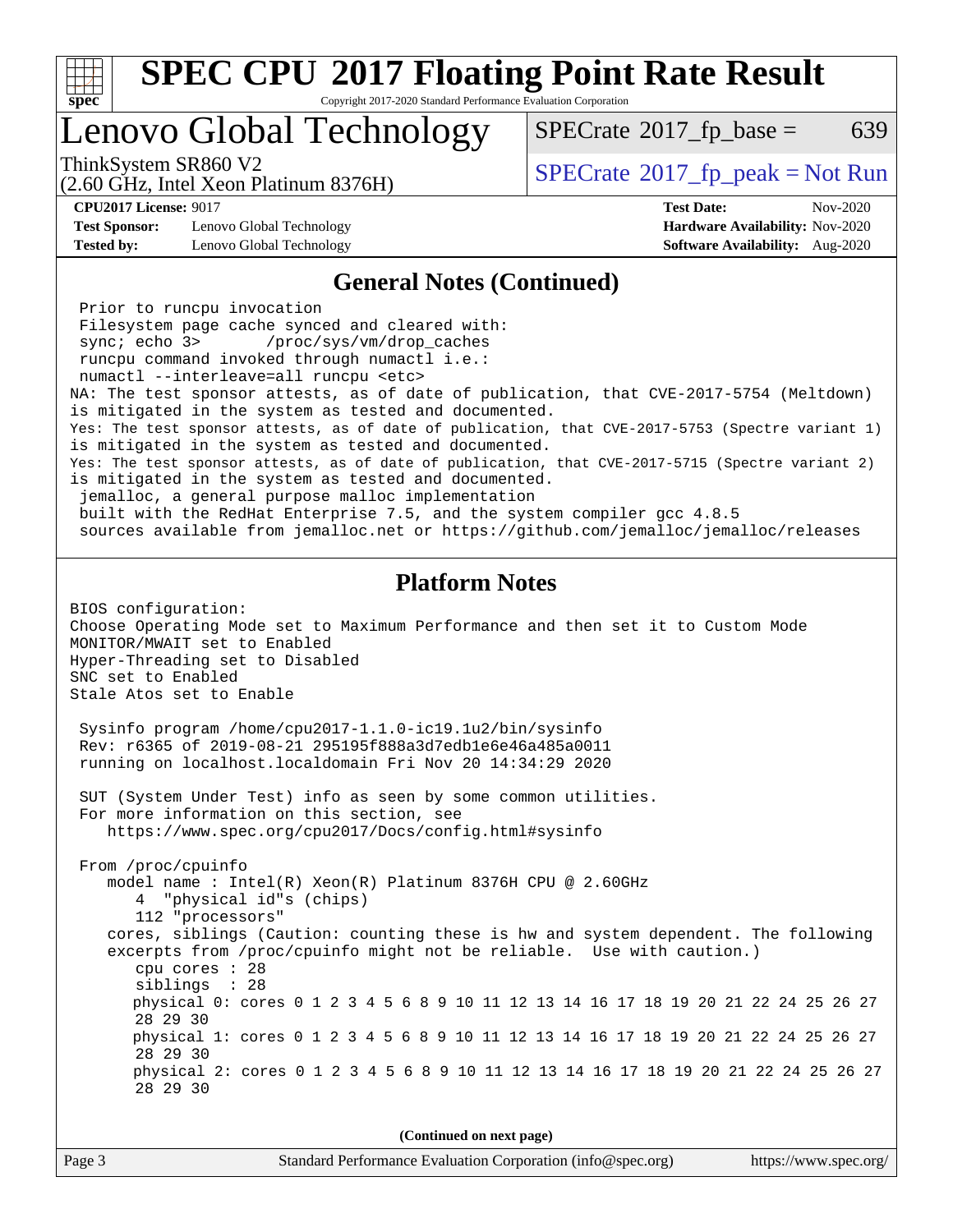## General Notes (Continued)

```
 Prior to runcpu invocation
 Filesystem page cache synced and cleared with:
 sync; echo 3>       /proc/sys/vm/drop_caches
 runcpu command invoked through numactl i.e.:
 numactl --interleave=all runcpu <etc>
NA: The test sponsor attests, as of date of publication, that CVE-2017-5754 (Meltdown)
is mitigated in the system as tested and documented.
Yes: The test sponsor attests, as of date of publication, that CVE-2017-5753 (Spectre variant 1)
is mitigated in the system as tested and documented.
Yes: The test sponsor attests, as of date of publication, that CVE-2017-5715 (Spectre variant 2)
is mitigated in the system as tested and documented.
 jemalloc, a general purpose malloc implementation
 built with the RedHat Enterprise 7.5, and the system compiler gcc 4.8.5
 sources available from jemalloc.net or https://github.com/jemalloc/jemalloc/releases
```

## Platform Notes

```
BIOS configuration:
Choose Operating Mode set to Maximum Performance and then set it to Custom Mode
MONITOR/MWAIT set to Enabled
Hyper-Threading set to Disabled
SNC set to Enabled
Stale Atos set to Enable

 Sysinfo program /home/cpu2017-1.1.0-ic19.1u2/bin/sysinfo
 Rev: r6365 of 2019-08-21 295195f888a3d7edb1e6e46a485a0011
 running on localhost.localdomain Fri Nov 20 14:34:29 2020

 SUT (System Under Test) info as seen by some common utilities.
 For more information on this section, see
    https://www.spec.org/cpu2017/Docs/config.html#sysinfo

 From /proc/cpuinfo
    model name : Intel(R) Xeon(R) Platinum 8376H CPU @ 2.60GHz
       4  "physical id"s (chips)
       112 "processors"
    cores, siblings (Caution: counting these is hw and system dependent. The following
    excerpts from /proc/cpuinfo might not be reliable.  Use with caution.)
       cpu cores : 28
       siblings  : 28
       physical 0: cores 0 1 2 3 4 5 6 8 9 10 11 12 13 14 16 17 18 19 20 21 22 24 25 26 27
       28 29 30
       physical 1: cores 0 1 2 3 4 5 6 8 9 10 11 12 13 14 16 17 18 19 20 21 22 24 25 26 27
       28 29 30
       physical 2: cores 0 1 2 3 4 5 6 8 9 10 11 12 13 14 16 17 18 19 20 21 22 24 25 26 27
       28 29 30
```

(Continued on next page)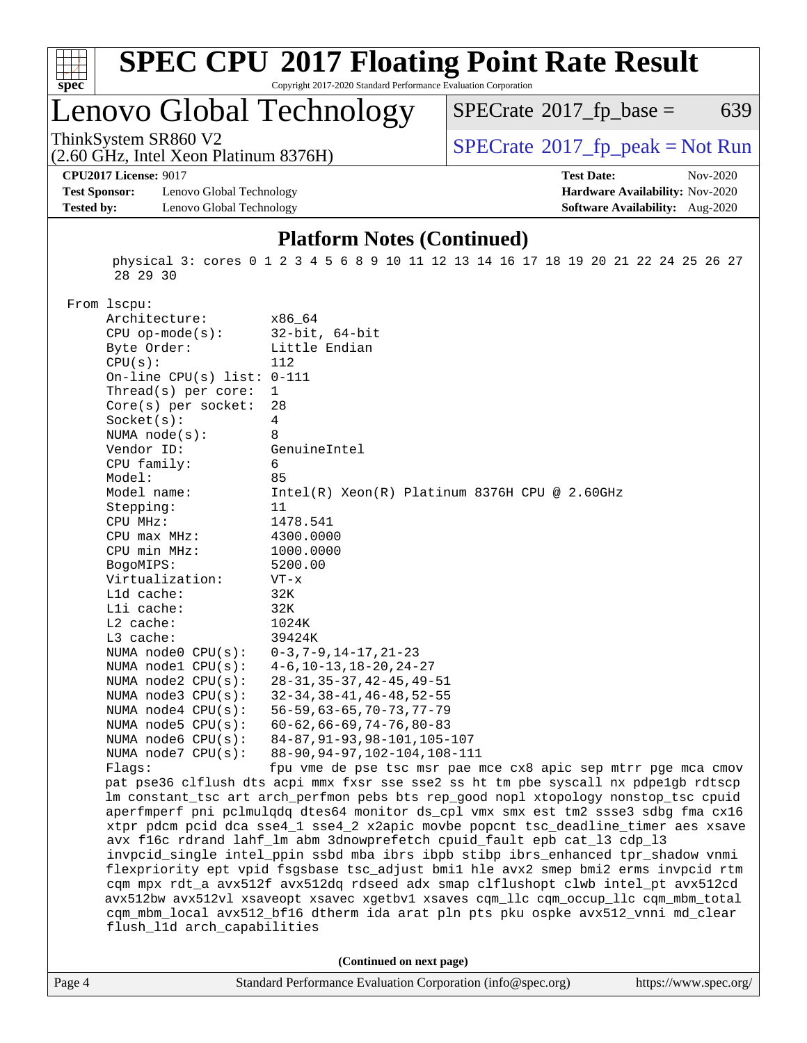## Platform Notes (Continued)

```
   physical 3: cores 0 1 2 3 4 5 6 8 9 10 11 12 13 14 16 17 18 19 20 21 22 24 25 26 27
   28 29 30

From lscpu:
     Architecture:          x86_64
     CPU op-mode(s):        32-bit, 64-bit
     Byte Order:            Little Endian
     CPU(s):                112
     On-line CPU(s) list:   0-111
     Thread(s) per core:    1
     Core(s) per socket:    28
     Socket(s):             4
     NUMA node(s):          8
     Vendor ID:             GenuineIntel
     CPU family:            6
     Model:                 85
     Model name:            Intel(R) Xeon(R) Platinum 8376H CPU @ 2.60GHz
     Stepping:              11
     CPU MHz:               1478.541
     CPU max MHz:           4300.0000
     CPU min MHz:           1000.0000
     BogoMIPS:              5200.00
     Virtualization:        VT-x
     L1d cache:             32K
     L1i cache:             32K
     L2 cache:              1024K
     L3 cache:              39424K
     NUMA node0 CPU(s):     0-3,7-9,14-17,21-23
     NUMA node1 CPU(s):     4-6,10-13,18-20,24-27
     NUMA node2 CPU(s):     28-31,35-37,42-45,49-51
     NUMA node3 CPU(s):     32-34,38-41,46-48,52-55
     NUMA node4 CPU(s):     56-59,63-65,70-73,77-79
     NUMA node5 CPU(s):     60-62,66-69,74-76,80-83
     NUMA node6 CPU(s):     84-87,91-93,98-101,105-107
     NUMA node7 CPU(s):     88-90,94-97,102-104,108-111
     Flags:                 fpu vme de pse tsc msr pae mce cx8 apic sep mtrr pge mca cmov
     pat pse36 clflush dts acpi mmx fxsr sse sse2 ss ht tm pbe syscall nx pdpe1gb rdtscp
     lm constant_tsc art arch_perfmon pebs bts rep_good nopl xtopology nonstop_tsc cpuid
     aperfmperf pni pclmulqdq dtes64 monitor ds_cpl vmx smx est tm2 ssse3 sdbg fma cx16
     xtpr pdcm pcid dca sse4_1 sse4_2 x2apic movbe popcnt tsc_deadline_timer aes xsave
     avx f16c rdrand lahf_lm abm 3dnowprefetch cpuid_fault epb cat_l3 cdp_l3
     invpcid_single intel_ppin ssbd mba ibrs ibpb stibp ibrs_enhanced tpr_shadow vnmi
     flexpriority ept vpid fsgsbase tsc_adjust bmi1 hle avx2 smep bmi2 erms invpcid rtm
     cqm mpx rdt_a avx512f avx512dq rdseed adx smap clflushopt clwb intel_pt avx512cd
     avx512bw avx512vl xsaveopt xsavec xgetbv1 xsaves cqm_llc cqm_occup_llc cqm_mbm_total
     cqm_mbm_local avx512_bf16 dtherm ida arat pln pts pku ospke avx512_vnni md_clear
     flush_l1d arch_capabilities
```

**(Continued on next page)**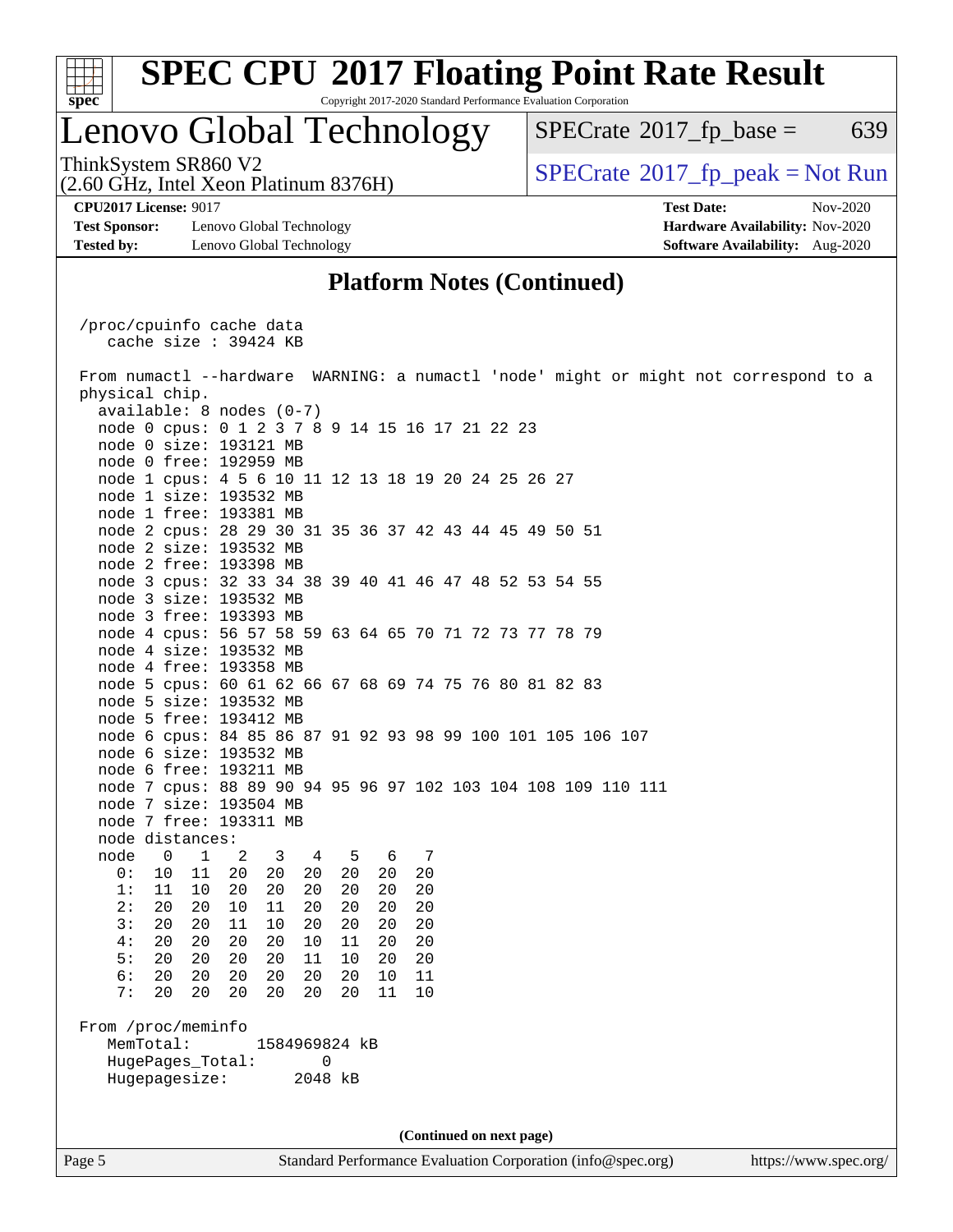## Platform Notes (Continued)

```
 /proc/cpuinfo cache data
    cache size : 39424 KB

 From numactl --hardware  WARNING: a numactl 'node' might or might not correspond to a
 physical chip.
   available: 8 nodes (0-7)
   node 0 cpus: 0 1 2 3 7 8 9 14 15 16 17 21 22 23
   node 0 size: 193121 MB
   node 0 free: 192959 MB
   node 1 cpus: 4 5 6 10 11 12 13 18 19 20 24 25 26 27
   node 1 size: 193532 MB
   node 1 free: 193381 MB
   node 2 cpus: 28 29 30 31 35 36 37 42 43 44 45 49 50 51
   node 2 size: 193532 MB
   node 2 free: 193398 MB
   node 3 cpus: 32 33 34 38 39 40 41 46 47 48 52 53 54 55
   node 3 size: 193532 MB
   node 3 free: 193393 MB
   node 4 cpus: 56 57 58 59 63 64 65 70 71 72 73 77 78 79
   node 4 size: 193532 MB
   node 4 free: 193358 MB
   node 5 cpus: 60 61 62 66 67 68 69 74 75 76 80 81 82 83
   node 5 size: 193532 MB
   node 5 free: 193412 MB
   node 6 cpus: 84 85 86 87 91 92 93 98 99 100 101 105 106 107
   node 6 size: 193532 MB
   node 6 free: 193211 MB
   node 7 cpus: 88 89 90 94 95 96 97 102 103 104 108 109 110 111
   node 7 size: 193504 MB
   node 7 free: 193311 MB
   node distances:
   node   0   1   2   3   4   5   6   7
     0:  10  11  20  20  20  20  20  20
     1:  11  10  20  20  20  20  20  20
     2:  20  20  10  11  20  20  20  20
     3:  20  20  11  10  20  20  20  20
     4:  20  20  20  20  10  11  20  20
     5:  20  20  20  20  11  10  20  20
     6:  20  20  20  20  20  20  10  11
     7:  20  20  20  20  20  20  11  10

 From /proc/meminfo
    MemTotal:       1584969824 kB
    HugePages_Total:       0
    Hugepagesize:       2048 kB
```

**(Continued on next page)**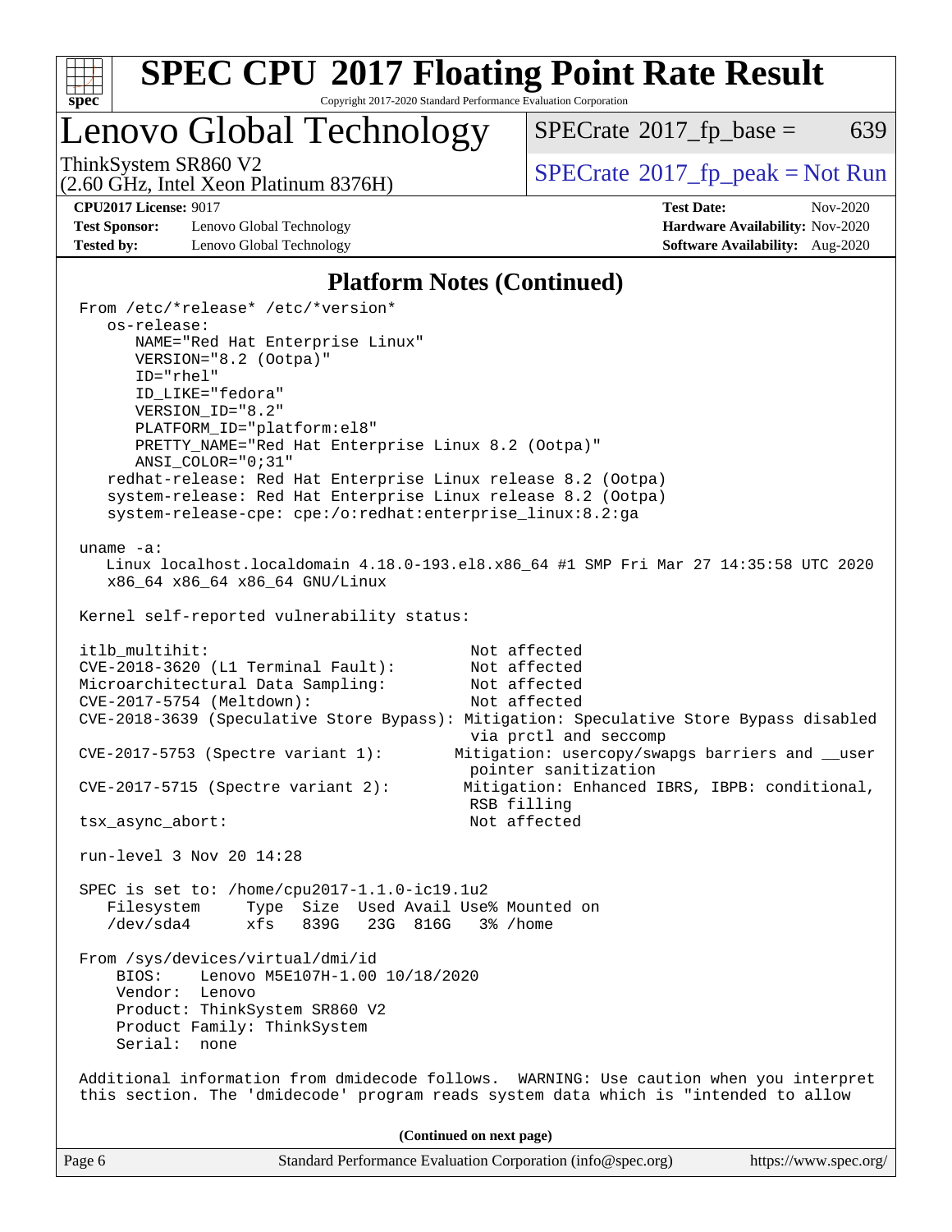## Platform Notes (Continued)

```
From /etc/*release* /etc/*version*
   os-release:
      NAME="Red Hat Enterprise Linux"
      VERSION="8.2 (Ootpa)"
      ID="rhel"
      ID_LIKE="fedora"
      VERSION_ID="8.2"
      PLATFORM_ID="platform:el8"
      PRETTY_NAME="Red Hat Enterprise Linux 8.2 (Ootpa)"
      ANSI_COLOR="0;31"
   redhat-release: Red Hat Enterprise Linux release 8.2 (Ootpa)
   system-release: Red Hat Enterprise Linux release 8.2 (Ootpa)
   system-release-cpe: cpe:/o:redhat:enterprise_linux:8.2:ga

uname -a:
   Linux localhost.localdomain 4.18.0-193.el8.x86_64 #1 SMP Fri Mar 27 14:35:58 UTC 2020
   x86_64 x86_64 x86_64 GNU/Linux

Kernel self-reported vulnerability status:

itlb_multihit:                             Not affected
CVE-2018-3620 (L1 Terminal Fault):         Not affected
Microarchitectural Data Sampling:          Not affected
CVE-2017-5754 (Meltdown):                  Not affected
CVE-2018-3639 (Speculative Store Bypass): Mitigation: Speculative Store Bypass disabled
                                           via prctl and seccomp
CVE-2017-5753 (Spectre variant 1):        Mitigation: usercopy/swapgs barriers and __user
                                           pointer sanitization
CVE-2017-5715 (Spectre variant 2):        Mitigation: Enhanced IBRS, IBPB: conditional,
                                           RSB filling
tsx_async_abort:                           Not affected

run-level 3 Nov 20 14:28

SPEC is set to: /home/cpu2017-1.1.0-ic19.1u2
   Filesystem     Type  Size  Used Avail Use% Mounted on
   /dev/sda4      xfs   839G   23G  816G   3% /home

From /sys/devices/virtual/dmi/id
    BIOS:    Lenovo M5E107H-1.00 10/18/2020
    Vendor:  Lenovo
    Product: ThinkSystem SR860 V2
    Product Family: ThinkSystem
    Serial:  none

Additional information from dmidecode follows.  WARNING: Use caution when you interpret
this section. The 'dmidecode' program reads system data which is "intended to allow
```

(Continued on next page)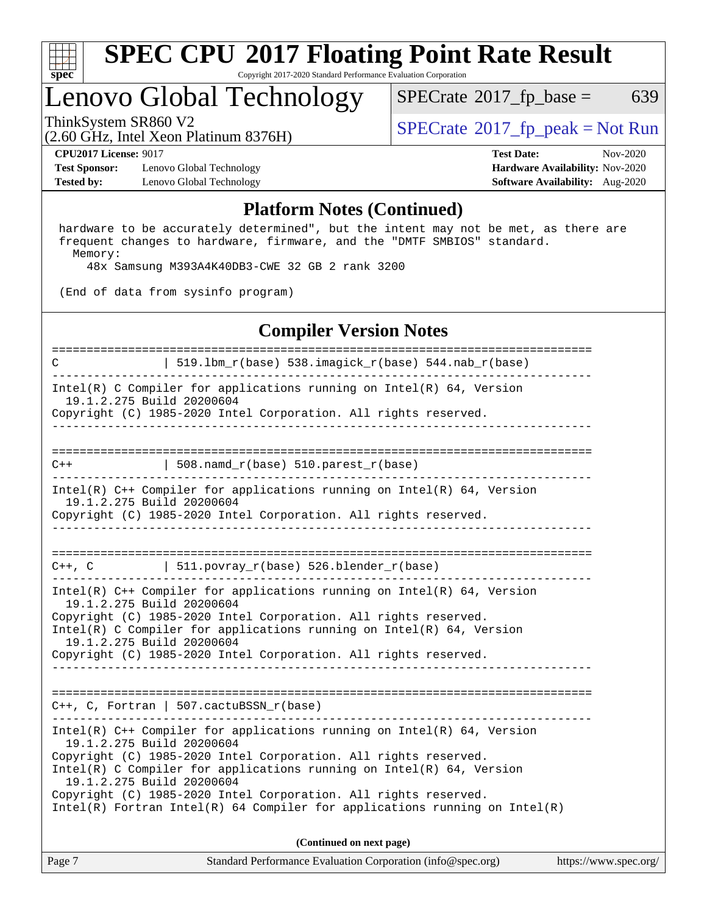## Platform Notes (Continued)

```
 hardware to be accurately determined", but the intent may not be met, as there are
 frequent changes to hardware, firmware, and the "DMTF SMBIOS" standard.
   Memory:
     48x Samsung M393A4K40DB3-CWE 32 GB 2 rank 3200

 (End of data from sysinfo program)
```

## Compiler Version Notes

```
==============================================================================
C               | 519.lbm_r(base) 538.imagick_r(base) 544.nab_r(base)
------------------------------------------------------------------------------
Intel(R) C Compiler for applications running on Intel(R) 64, Version
  19.1.2.275 Build 20200604
Copyright (C) 1985-2020 Intel Corporation. All rights reserved.
------------------------------------------------------------------------------

==============================================================================
C++             | 508.namd_r(base) 510.parest_r(base)
------------------------------------------------------------------------------
Intel(R) C++ Compiler for applications running on Intel(R) 64, Version
  19.1.2.275 Build 20200604
Copyright (C) 1985-2020 Intel Corporation. All rights reserved.
------------------------------------------------------------------------------

==============================================================================
C++, C          | 511.povray_r(base) 526.blender_r(base)
------------------------------------------------------------------------------
Intel(R) C++ Compiler for applications running on Intel(R) 64, Version
  19.1.2.275 Build 20200604
Copyright (C) 1985-2020 Intel Corporation. All rights reserved.
Intel(R) C Compiler for applications running on Intel(R) 64, Version
  19.1.2.275 Build 20200604
Copyright (C) 1985-2020 Intel Corporation. All rights reserved.
------------------------------------------------------------------------------

==============================================================================
C++, C, Fortran | 507.cactuBSSN_r(base)
------------------------------------------------------------------------------
Intel(R) C++ Compiler for applications running on Intel(R) 64, Version
  19.1.2.275 Build 20200604
Copyright (C) 1985-2020 Intel Corporation. All rights reserved.
Intel(R) C Compiler for applications running on Intel(R) 64, Version
  19.1.2.275 Build 20200604
Copyright (C) 1985-2020 Intel Corporation. All rights reserved.
Intel(R) Fortran Intel(R) 64 Compiler for applications running on Intel(R)
```

**(Continued on next page)**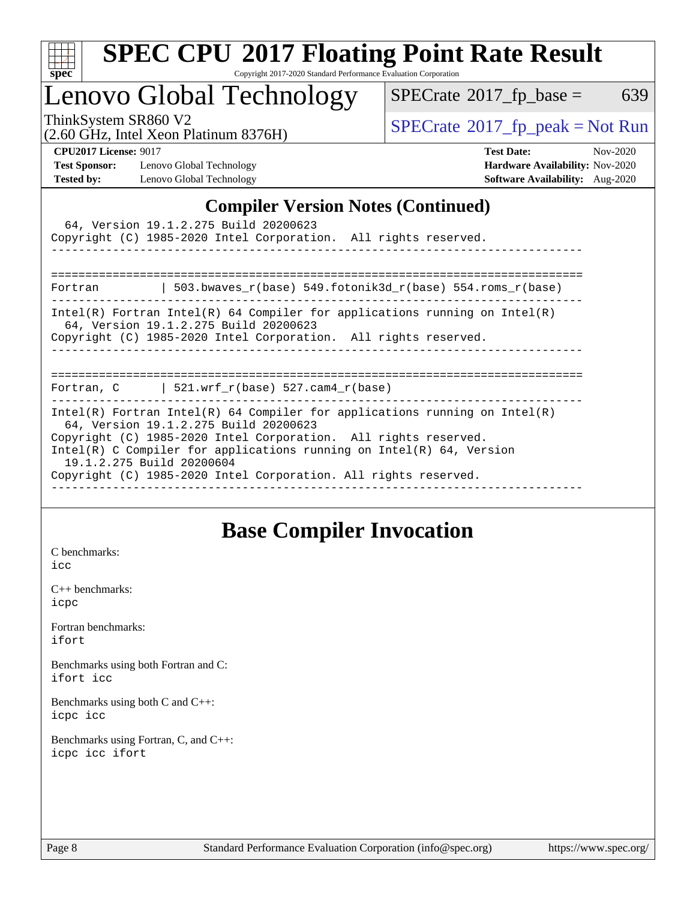## Compiler Version Notes (Continued)

```
  64, Version 19.1.2.275 Build 20200623
Copyright (C) 1985-2020 Intel Corporation.  All rights reserved.
------------------------------------------------------------------------------

==============================================================================
Fortran         | 503.bwaves_r(base) 549.fotonik3d_r(base) 554.roms_r(base)
------------------------------------------------------------------------------
Intel(R) Fortran Intel(R) 64 Compiler for applications running on Intel(R)
  64, Version 19.1.2.275 Build 20200623
Copyright (C) 1985-2020 Intel Corporation.  All rights reserved.
------------------------------------------------------------------------------

==============================================================================
Fortran, C      | 521.wrf_r(base) 527.cam4_r(base)
------------------------------------------------------------------------------
Intel(R) Fortran Intel(R) 64 Compiler for applications running on Intel(R)
  64, Version 19.1.2.275 Build 20200623
Copyright (C) 1985-2020 Intel Corporation.  All rights reserved.
Intel(R) C Compiler for applications running on Intel(R) 64, Version
  19.1.2.275 Build 20200604
Copyright (C) 1985-2020 Intel Corporation. All rights reserved.
------------------------------------------------------------------------------
```

## Base Compiler Invocation

C benchmarks:
icc

C++ benchmarks:
icpc

Fortran benchmarks:
ifort

Benchmarks using both Fortran and C:
ifort icc

Benchmarks using both C and C++:
icpc icc

Benchmarks using Fortran, C, and C++:
icpc icc ifort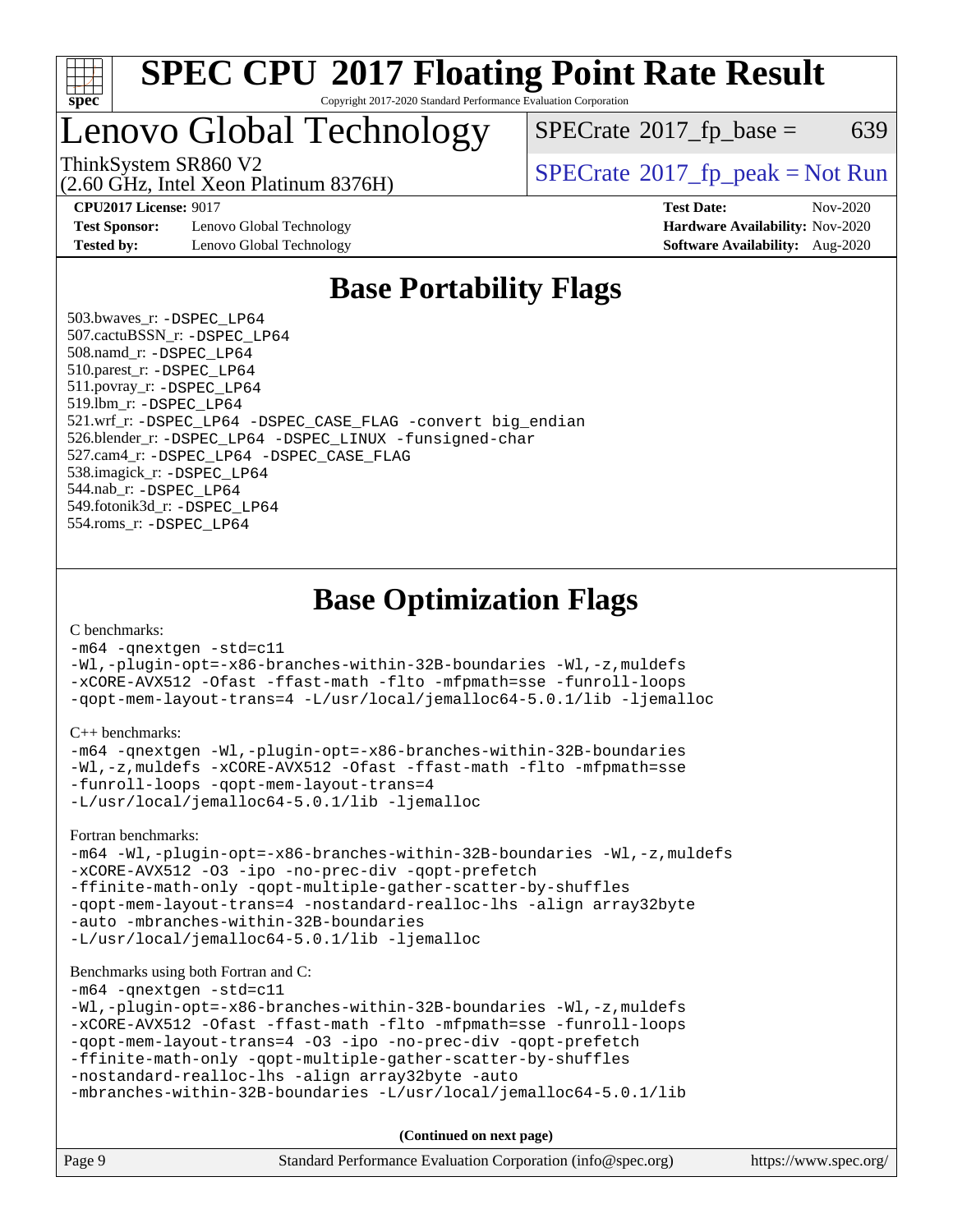# SPEC CPU 2017 Floating Point Rate Result

Copyright 2017-2020 Standard Performance Evaluation Corporation

## Lenovo Global Technology

ThinkSystem SR860 V2
(2.60 GHz, Intel Xeon Platinum 8376H)

SPECrate 2017_fp_base = 639

SPECrate 2017_fp_peak = Not Run

**CPU2017 License:** 9017
**Test Sponsor:** Lenovo Global Technology
**Tested by:** Lenovo Global Technology
**Test Date:** Nov-2020
**Hardware Availability:** Nov-2020
**Software Availability:** Aug-2020

## Base Portability Flags

503.bwaves_r: -DSPEC_LP64
507.cactuBSSN_r: -DSPEC_LP64
508.namd_r: -DSPEC_LP64
510.parest_r: -DSPEC_LP64
511.povray_r: -DSPEC_LP64
519.lbm_r: -DSPEC_LP64
521.wrf_r: -DSPEC_LP64 -DSPEC_CASE_FLAG -convert big_endian
526.blender_r: -DSPEC_LP64 -DSPEC_LINUX -funsigned-char
527.cam4_r: -DSPEC_LP64 -DSPEC_CASE_FLAG
538.imagick_r: -DSPEC_LP64
544.nab_r: -DSPEC_LP64
549.fotonik3d_r: -DSPEC_LP64
554.roms_r: -DSPEC_LP64

## Base Optimization Flags

C benchmarks:
```
-m64 -qnextgen -std=c11
-Wl,-plugin-opt=-x86-branches-within-32B-boundaries -Wl,-z,muldefs
-xCORE-AVX512 -Ofast -ffast-math -flto -mfpmath=sse -funroll-loops
-qopt-mem-layout-trans=4 -L/usr/local/jemalloc64-5.0.1/lib -ljemalloc
```

C++ benchmarks:
```
-m64 -qnextgen -Wl,-plugin-opt=-x86-branches-within-32B-boundaries
-Wl,-z,muldefs -xCORE-AVX512 -Ofast -ffast-math -flto -mfpmath=sse
-funroll-loops -qopt-mem-layout-trans=4
-L/usr/local/jemalloc64-5.0.1/lib -ljemalloc
```

Fortran benchmarks:
```
-m64 -Wl,-plugin-opt=-x86-branches-within-32B-boundaries -Wl,-z,muldefs
-xCORE-AVX512 -O3 -ipo -no-prec-div -qopt-prefetch
-ffinite-math-only -qopt-multiple-gather-scatter-by-shuffles
-qopt-mem-layout-trans=4 -nostandard-realloc-lhs -align array32byte
-auto -mbranches-within-32B-boundaries
-L/usr/local/jemalloc64-5.0.1/lib -ljemalloc
```

Benchmarks using both Fortran and C:
```
-m64 -qnextgen -std=c11
-Wl,-plugin-opt=-x86-branches-within-32B-boundaries -Wl,-z,muldefs
-xCORE-AVX512 -Ofast -ffast-math -flto -mfpmath=sse -funroll-loops
-qopt-mem-layout-trans=4 -O3 -ipo -no-prec-div -qopt-prefetch
-ffinite-math-only -qopt-multiple-gather-scatter-by-shuffles
-nostandard-realloc-lhs -align array32byte -auto
-mbranches-within-32B-boundaries -L/usr/local/jemalloc64-5.0.1/lib
```

**(Continued on next page)**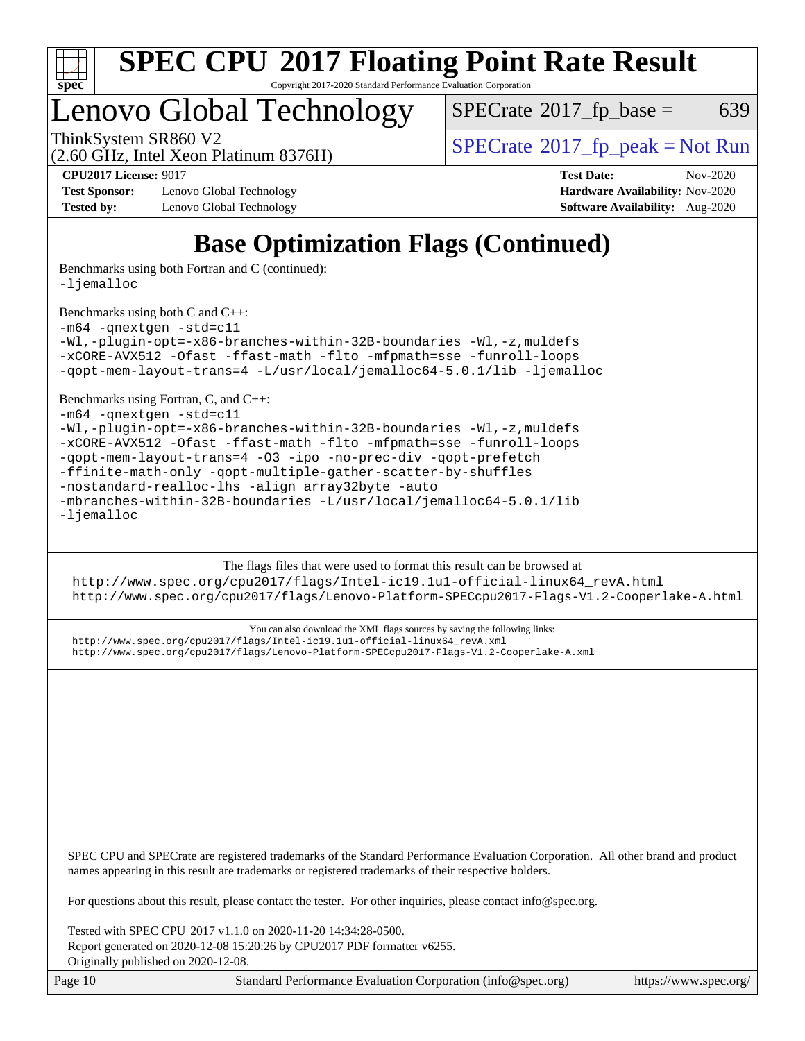# Base Optimization Flags (Continued)

Benchmarks using both Fortran and C (continued):
-ljemalloc

Benchmarks using both C and C++:
-m64 -qnextgen -std=c11
-Wl,-plugin-opt=-x86-branches-within-32B-boundaries -Wl,-z,muldefs
-xCORE-AVX512 -Ofast -ffast-math -flto -mfpmath=sse -funroll-loops
-qopt-mem-layout-trans=4 -L/usr/local/jemalloc64-5.0.1/lib -ljemalloc

Benchmarks using Fortran, C, and C++:
-m64 -qnextgen -std=c11
-Wl,-plugin-opt=-x86-branches-within-32B-boundaries -Wl,-z,muldefs
-xCORE-AVX512 -Ofast -ffast-math -flto -mfpmath=sse -funroll-loops
-qopt-mem-layout-trans=4 -O3 -ipo -no-prec-div -qopt-prefetch
-ffinite-math-only -qopt-multiple-gather-scatter-by-shuffles
-nostandard-realloc-lhs -align array32byte -auto
-mbranches-within-32B-boundaries -L/usr/local/jemalloc64-5.0.1/lib
-ljemalloc

The flags files that were used to format this result can be browsed at
http://www.spec.org/cpu2017/flags/Intel-ic19.1u1-official-linux64_revA.html
http://www.spec.org/cpu2017/flags/Lenovo-Platform-SPECcpu2017-Flags-V1.2-Cooperlake-A.html

You can also download the XML flags sources by saving the following links:
http://www.spec.org/cpu2017/flags/Intel-ic19.1u1-official-linux64_revA.xml
http://www.spec.org/cpu2017/flags/Lenovo-Platform-SPECcpu2017-Flags-V1.2-Cooperlake-A.xml

SPEC CPU and SPECrate are registered trademarks of the Standard Performance Evaluation Corporation. All other brand and product names appearing in this result are trademarks or registered trademarks of their respective holders.

For questions about this result, please contact the tester. For other inquiries, please contact info@spec.org.

Tested with SPEC CPU 2017 v1.1.0 on 2020-11-20 14:34:28-0500.
Report generated on 2020-12-08 15:20:26 by CPU2017 PDF formatter v6255.
Originally published on 2020-12-08.